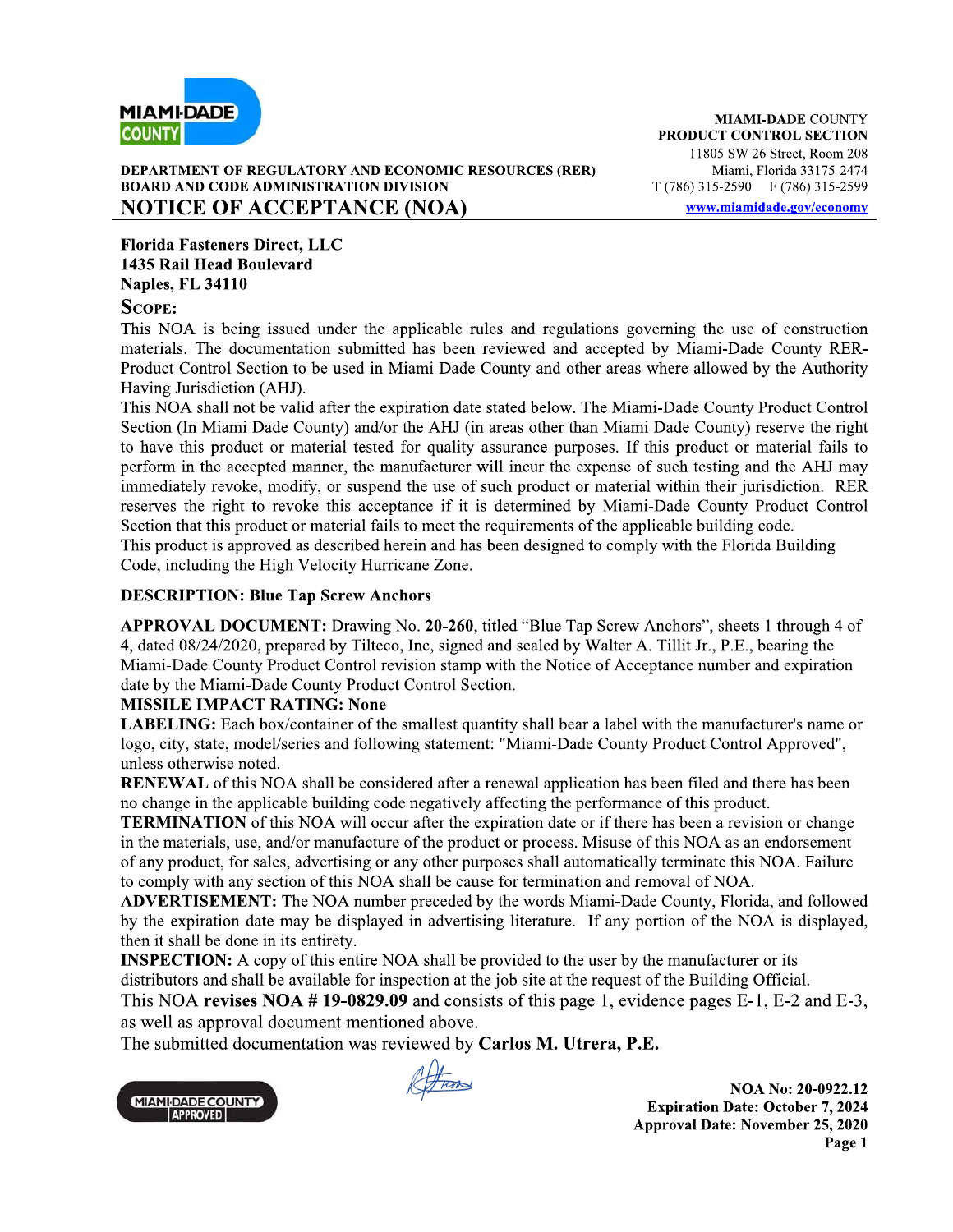**MIAMI-DADE COUNTY**

**DEPARTMENT OF REGULATORY AND ECONOMIC RESOURCES (RER)**
**BOARD AND CODE ADMINISTRATION DIVISION**

# NOTICE OF ACCEPTANCE (NOA)

**MIAMI-DADE** COUNTY
**PRODUCT CONTROL SECTION**
11805 SW 26 Street, Room 208
Miami, Florida 33175-2474
T (786) 315-2590  F (786) 315-2599
www.miamidade.gov/economy

**Florida Fasteners Direct, LLC**
**1435 Rail Head Boulevard**
**Naples, FL 34110**

**SCOPE:**

This NOA is being issued under the applicable rules and regulations governing the use of construction materials. The documentation submitted has been reviewed and accepted by Miami-Dade County RER-Product Control Section to be used in Miami Dade County and other areas where allowed by the Authority Having Jurisdiction (AHJ).

This NOA shall not be valid after the expiration date stated below. The Miami-Dade County Product Control Section (In Miami Dade County) and/or the AHJ (in areas other than Miami Dade County) reserve the right to have this product or material tested for quality assurance purposes. If this product or material fails to perform in the accepted manner, the manufacturer will incur the expense of such testing and the AHJ may immediately revoke, modify, or suspend the use of such product or material within their jurisdiction. RER reserves the right to revoke this acceptance if it is determined by Miami-Dade County Product Control Section that this product or material fails to meet the requirements of the applicable building code.

This product is approved as described herein and has been designed to comply with the Florida Building Code, including the High Velocity Hurricane Zone.

**DESCRIPTION: Blue Tap Screw Anchors**

**APPROVAL DOCUMENT:** Drawing No. **20-260**, titled "Blue Tap Screw Anchors", sheets 1 through 4 of 4, dated 08/24/2020, prepared by Tilteco, Inc, signed and sealed by Walter A. Tillit Jr., P.E., bearing the Miami-Dade County Product Control revision stamp with the Notice of Acceptance number and expiration date by the Miami-Dade County Product Control Section.

**MISSILE IMPACT RATING: None**

**LABELING:** Each box/container of the smallest quantity shall bear a label with the manufacturer's name or logo, city, state, model/series and following statement: "Miami-Dade County Product Control Approved", unless otherwise noted.

**RENEWAL** of this NOA shall be considered after a renewal application has been filed and there has been no change in the applicable building code negatively affecting the performance of this product.

**TERMINATION** of this NOA will occur after the expiration date or if there has been a revision or change in the materials, use, and/or manufacture of the product or process. Misuse of this NOA as an endorsement of any product, for sales, advertising or any other purposes shall automatically terminate this NOA. Failure to comply with any section of this NOA shall be cause for termination and removal of NOA.

**ADVERTISEMENT:** The NOA number preceded by the words Miami-Dade County, Florida, and followed by the expiration date may be displayed in advertising literature. If any portion of the NOA is displayed, then it shall be done in its entirety.

**INSPECTION:** A copy of this entire NOA shall be provided to the user by the manufacturer or its distributors and shall be available for inspection at the job site at the request of the Building Official.

This NOA **revises NOA # 19-0829.09** and consists of this page 1, evidence pages E-1, E-2 and E-3, as well as approval document mentioned above.

The submitted documentation was reviewed by **Carlos M. Utrera, P.E.**

MIAMI-DADE COUNTY APPROVED

**NOA No: 20-0922.12**
**Expiration Date: October 7, 2024**
**Approval Date: November 25, 2020**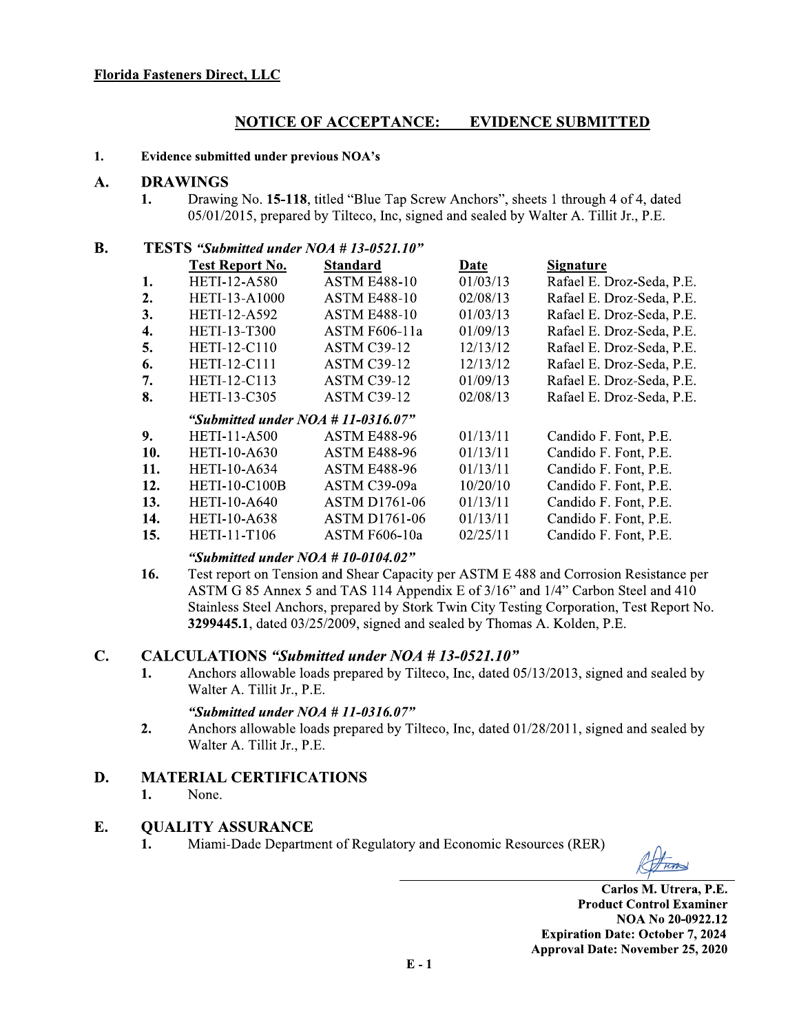**Florida Fasteners Direct, LLC**

## NOTICE OF ACCEPTANCE: EVIDENCE SUBMITTED

**1. Evidence submitted under previous NOA's**

### A. DRAWINGS

1. Drawing No. **15-118**, titled "Blue Tap Screw Anchors", sheets 1 through 4 of 4, dated 05/01/2015, prepared by Tilteco, Inc, signed and sealed by Walter A. Tillit Jr., P.E.

### B. TESTS *"Submitted under NOA # 13-0521.10"*

| | Test Report No. | Standard | Date | Signature |
|---|---|---|---|---|
| 1. | HETI-12-A580 | ASTM E488-10 | 01/03/13 | Rafael E. Droz-Seda, P.E. |
| 2. | HETI-13-A1000 | ASTM E488-10 | 02/08/13 | Rafael E. Droz-Seda, P.E. |
| 3. | HETI-12-A592 | ASTM E488-10 | 01/03/13 | Rafael E. Droz-Seda, P.E. |
| 4. | HETI-13-T300 | ASTM F606-11a | 01/09/13 | Rafael E. Droz-Seda, P.E. |
| 5. | HETI-12-C110 | ASTM C39-12 | 12/13/12 | Rafael E. Droz-Seda, P.E. |
| 6. | HETI-12-C111 | ASTM C39-12 | 12/13/12 | Rafael E. Droz-Seda, P.E. |
| 7. | HETI-12-C113 | ASTM C39-12 | 01/09/13 | Rafael E. Droz-Seda, P.E. |
| 8. | HETI-13-C305 | ASTM C39-12 | 02/08/13 | Rafael E. Droz-Seda, P.E. |
| | ***"Submitted under NOA # 11-0316.07"*** | | | |
| 9. | HETI-11-A500 | ASTM E488-96 | 01/13/11 | Candido F. Font, P.E. |
| 10. | HETI-10-A630 | ASTM E488-96 | 01/13/11 | Candido F. Font, P.E. |
| 11. | HETI-10-A634 | ASTM E488-96 | 01/13/11 | Candido F. Font, P.E. |
| 12. | HETI-10-C100B | ASTM C39-09a | 10/20/10 | Candido F. Font, P.E. |
| 13. | HETI-10-A640 | ASTM D1761-06 | 01/13/11 | Candido F. Font, P.E. |
| 14. | HETI-10-A638 | ASTM D1761-06 | 01/13/11 | Candido F. Font, P.E. |
| 15. | HETI-11-T106 | ASTM F606-10a | 02/25/11 | Candido F. Font, P.E. |

***"Submitted under NOA # 10-0104.02"***

16. Test report on Tension and Shear Capacity per ASTM E 488 and Corrosion Resistance per ASTM G 85 Annex 5 and TAS 114 Appendix E of 3/16" and 1/4" Carbon Steel and 410 Stainless Steel Anchors, prepared by Stork Twin City Testing Corporation, Test Report No. **3299445.1**, dated 03/25/2009, signed and sealed by Thomas A. Kolden, P.E.

### C. CALCULATIONS *"Submitted under NOA # 13-0521.10"*

1. Anchors allowable loads prepared by Tilteco, Inc, dated 05/13/2013, signed and sealed by Walter A. Tillit Jr., P.E.

***"Submitted under NOA # 11-0316.07"***

2. Anchors allowable loads prepared by Tilteco, Inc, dated 01/28/2011, signed and sealed by Walter A. Tillit Jr., P.E.

### D. MATERIAL CERTIFICATIONS

1. None.

### E. QUALITY ASSURANCE

1. Miami-Dade Department of Regulatory and Economic Resources (RER)

**Carlos M. Utrera, P.E.**
**Product Control Examiner**
**NOA No 20-0922.12**
**Expiration Date: October 7, 2024**
**Approval Date: November 25, 2020**

E - 1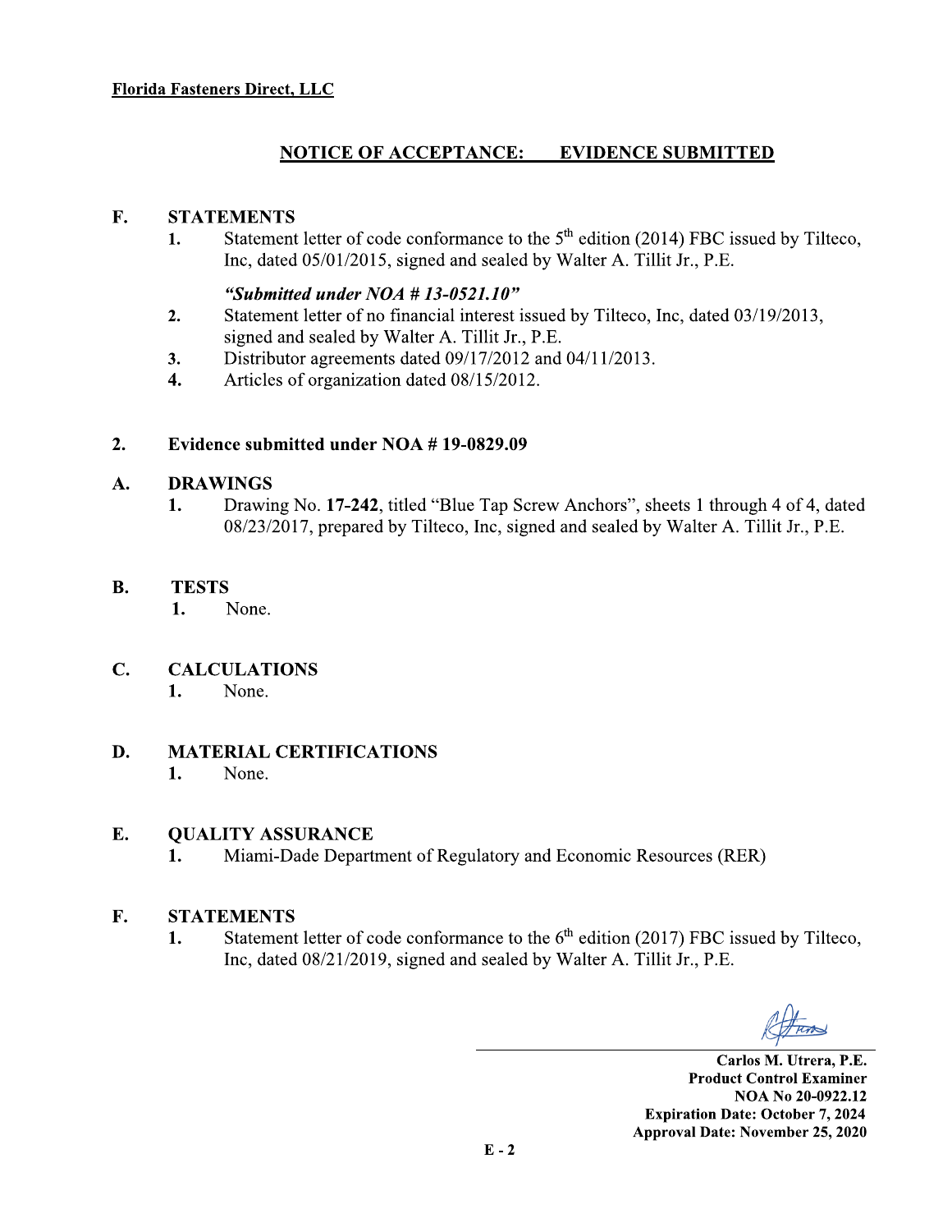**Florida Fasteners Direct, LLC**

## NOTICE OF ACCEPTANCE: EVIDENCE SUBMITTED

**F. STATEMENTS**

1. Statement letter of code conformance to the 5th edition (2014) FBC issued by Tilteco, Inc, dated 05/01/2015, signed and sealed by Walter A. Tillit Jr., P.E.

   ***"Submitted under NOA # 13-0521.10"***

2. Statement letter of no financial interest issued by Tilteco, Inc, dated 03/19/2013, signed and sealed by Walter A. Tillit Jr., P.E.
3. Distributor agreements dated 09/17/2012 and 04/11/2013.
4. Articles of organization dated 08/15/2012.

**2. Evidence submitted under NOA # 19-0829.09**

**A. DRAWINGS**

1. Drawing No. **17-242**, titled "Blue Tap Screw Anchors", sheets 1 through 4 of 4, dated 08/23/2017, prepared by Tilteco, Inc, signed and sealed by Walter A. Tillit Jr., P.E.

**B. TESTS**

1. None.

**C. CALCULATIONS**

1. None.

**D. MATERIAL CERTIFICATIONS**

1. None.

**E. QUALITY ASSURANCE**

1. Miami-Dade Department of Regulatory and Economic Resources (RER)

**F. STATEMENTS**

1. Statement letter of code conformance to the 6th edition (2017) FBC issued by Tilteco, Inc, dated 08/21/2019, signed and sealed by Walter A. Tillit Jr., P.E.

**Carlos M. Utrera, P.E.**
**Product Control Examiner**
**NOA No 20-0922.12**
**Expiration Date: October 7, 2024**
**Approval Date: November 25, 2020**

E - 2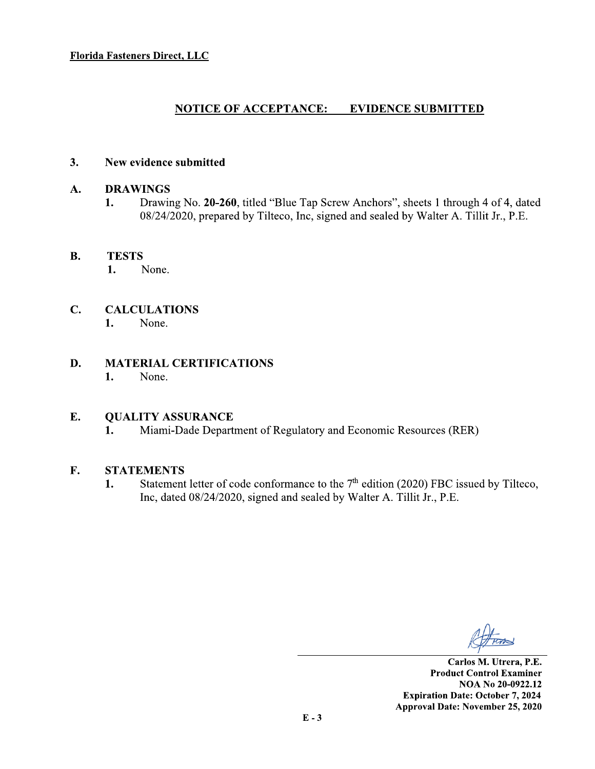**Florida Fasteners Direct, LLC**

## NOTICE OF ACCEPTANCE: EVIDENCE SUBMITTED

**3. New evidence submitted**

**A. DRAWINGS**

1. Drawing No. **20-260**, titled "Blue Tap Screw Anchors", sheets 1 through 4 of 4, dated 08/24/2020, prepared by Tilteco, Inc, signed and sealed by Walter A. Tillit Jr., P.E.

**B. TESTS**

1. None.

**C. CALCULATIONS**

1. None.

**D. MATERIAL CERTIFICATIONS**

1. None.

**E. QUALITY ASSURANCE**

1. Miami-Dade Department of Regulatory and Economic Resources (RER)

**F. STATEMENTS**

1. Statement letter of code conformance to the 7th edition (2020) FBC issued by Tilteco, Inc, dated 08/24/2020, signed and sealed by Walter A. Tillit Jr., P.E.

**Carlos M. Utrera, P.E.**
**Product Control Examiner**
**NOA No 20-0922.12**
**Expiration Date: October 7, 2024**
**Approval Date: November 25, 2020**

E - 3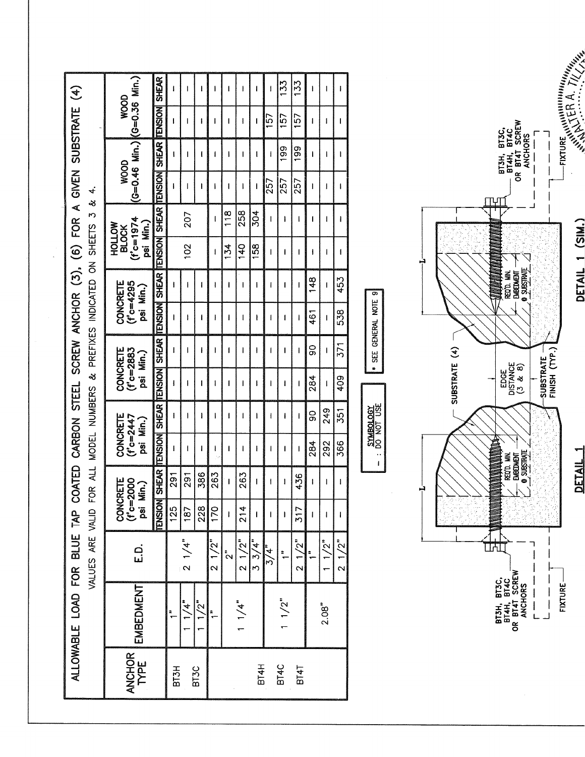## ALLOWABLE LOAD FOR BLUE TAP COATED CARBON STEEL SCREW ANCHOR (3), (6) FOR A GIVEN SUBSTRATE (4)

VALUES ARE VALID FOR ALL MODEL NUMBERS & PREFIXES INDICATED ON SHEETS 3 & 4.

| ANCHOR TYPE | EMBEDMENT | E.D. | CONCRETE (f'c=2000 psi Min.) | | CONCRETE (f'c=2447 psi Min.) | | CONCRETE (f'c=2883 psi Min.) | | CONCRETE (f'c=4295 psi Min.) | | HOLLOW BLOCK (f'c=1974 psi Min.) | | WOOD (G=0.46 Min.) | | WOOD (G=0.36 Min.) | |
|---|---|---|---|---|---|---|---|---|---|---|---|---|---|---|---|---|
| | | | TENSION | SHEAR | TENSION | SHEAR | TENSION | SHEAR | TENSION | SHEAR | TENSION | SHEAR | TENSION | SHEAR | TENSION | SHEAR |
| BT3H | 1" | | 125 | 291 | - | - | - | - | - | - | | | - | - | - | - |
| BT3C | 1 1/4" | 2 1/4" | 187 | 291 | - | - | - | - | - | - | 102 | 207 | - | - | - | - |
| | 1 1/2" | | 228 | 386 | - | - | - | - | - | - | | | - | - | - | - |
| | 1" | 2 1/2" | 170 | 263 | - | - | - | - | - | - | - | - | - | - | - | - |
| BT4H | 1 1/4" | 2" | - | - | - | - | - | - | - | - | 134 | 118 | - | - | - | - |
| BT4C | | 2 1/2" | 214 | 263 | - | - | - | - | - | - | 140 | 258 | - | - | - | - |
| BT4T | | 3 3/4" | - | - | - | - | - | - | - | - | 158 | 304 | - | - | - | - |
| | 1 1/2" | 3/4" | - | - | - | - | - | - | - | - | - | - | 257 | - | 157 | - |
| | | 1" | - | - | - | - | - | - | - | - | - | - | 257 | 199 | 157 | 133 |
| | | 2 1/2" | 317 | 436 | - | - | - | - | - | - | - | - | 257 | 199 | 157 | 133 |
| | 2.08" | 1" | - | - | 284 | 90 | 284 | 90 | 461 | 148 | - | - | - | - | - | - |
| | | 1 1/2" | - | - | 292 | 249 | - | - | - | - | - | - | - | - | - | - |
| | | 2 1/2" | - | - | 366 | 351 | 409 | 371 | 538 | 453 | - | - | - | - | - | - |

**SYMBOLOGY**
- : DO NOT USE

* SEE GENERAL NOTE 9

BT3H, BT3C, BT4H, BT4C OR BT4T SCREW ANCHORS

FIXTURE

SUBSTRATE (4)

REQ'D. MIN. EMBEDMENT @ SUBSTRATE

EDGE DISTANCE (3 & 8)

SUBSTRATE FINISH (TYP.)

L

**DETAIL 1**

**DETAIL 1 (SIM.)**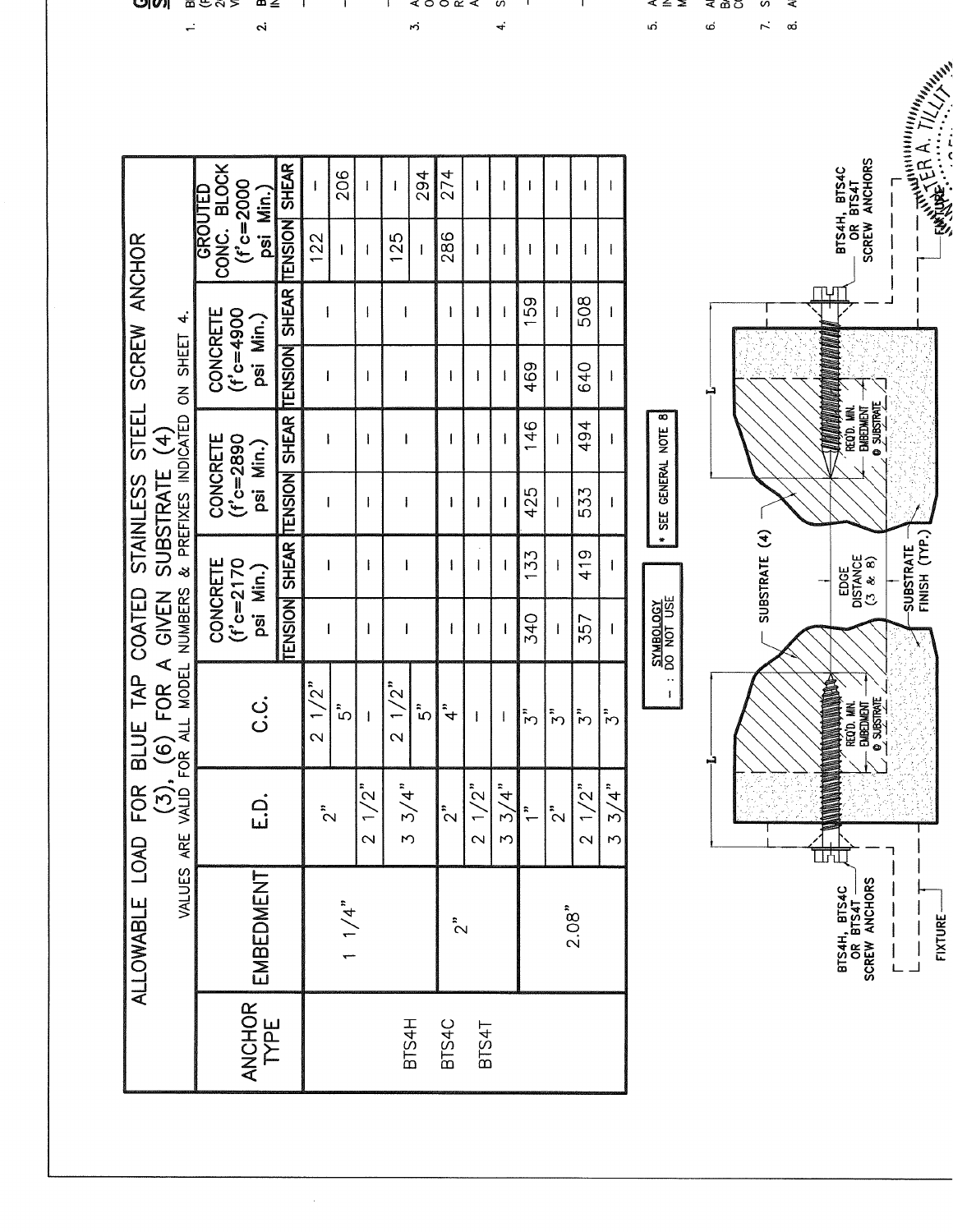# ALLOWABLE LOAD FOR BLUE TAP COATED STAINLESS STEEL SCREW ANCHOR (3), (6) FOR A GIVEN SUBSTRATE (4)

VALUES ARE VALID FOR ALL MODEL NUMBERS & PREFIXES INDICATED ON SHEET 4.

| ANCHOR TYPE | EMBEDMENT | E.D. | C.C. | CONCRETE (f'c=2170 psi Min.) | | CONCRETE (f'c=2890 psi Min.) | | CONCRETE (f'c=4900 psi Min.) | | GROUTED CONC. BLOCK (f'c=2000 psi Min.) | |
|---|---|---|---|---|---|---|---|---|---|---|---|
| | | | | TENSION | SHEAR | TENSION | SHEAR | TENSION | SHEAR | TENSION | SHEAR |
| BTS4H BTS4C BTS4T | 1 1/4" | 2" | 2 1/2" | - | - | - | - | - | - | 122 | - |
| | | | 5" | - | - | - | - | - | - | - | 206 |
| | | 2 1/2" | - | - | - | - | - | - | - | - | - |
| | | 3 3/4" | 2 1/2" | - | - | - | - | - | - | 125 | - |
| | | | 5" | - | - | - | - | - | - | - | 294 |
| | 2" | 2" | 4" | - | - | - | - | - | - | 286 | 274 |
| | | 2 1/2" | - | - | - | - | - | - | - | - | - |
| | | 3 3/4" | - | - | - | - | - | - | - | - | - |
| | 2.08" | 1" | 3" | 340 | 133 | 425 | 146 | 469 | 159 | - | - |
| | | 2" | 3" | - | - | - | - | - | - | - | - |
| | | 2 1/2" | 3" | 357 | 419 | 533 | 494 | 640 | 508 | - | - |
| | | 3 3/4" | 3" | - | - | - | - | - | - | - | - |

**SYMBOLOGY**
- : DO NOT USE

* SEE GENERAL NOTE 8

BTS4H, BTS4C OR BTS4T SCREW ANCHORS

FIXTURE

L

REQ'D. MIN. EMBEDMENT @ SUBSTRATE

SUBSTRATE (4)

EDGE DISTANCE (3 & 8)

SUBSTRATE FINISH (TYP.)

L

REQ'D. MIN. EMBEDMENT @ SUBSTRATE

BTS4H, BTS4C OR BTS4T SCREW ANCHORS

FIXTURE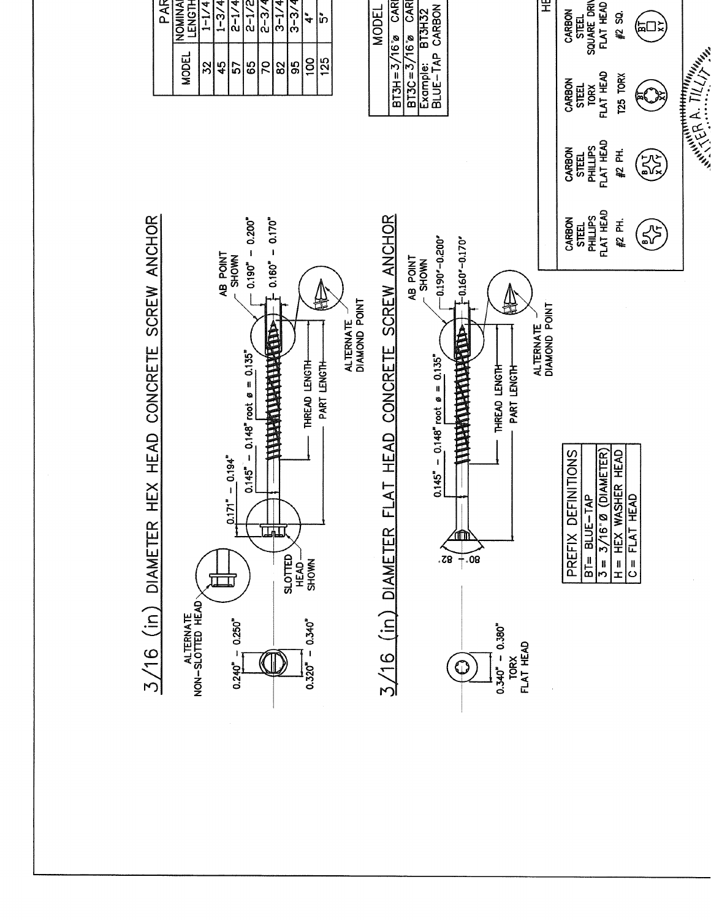## 3/16 (in) DIAMETER HEX HEAD CONCRETE SCREW ANCHOR

ALTERNATE NON-SLOTTED HEAD

0.240" - 0.250"

0.320" - 0.340"

0.171" - 0.194"

0.145" - 0.148" root ø = 0.135"

SLOTTED HEAD SHOWN

AB POINT SHOWN

0.190" - 0.200"

0.160" - 0.170"

THREAD LENGTH

PART LENGTH

ALTERNATE DIAMOND POINT

## 3/16 (in) DIAMETER FLAT HEAD CONCRETE SCREW ANCHOR

0.340" - 0.380"
TORX
FLAT HEAD

80 - 82

0.145" - 0.148" root ø = 0.135"

AB POINT SHOWN

0.190"-0.200"

0.160"-0.170"

THREAD LENGTH

PART LENGTH

ALTERNATE DIAMOND POINT

| PREFIX DEFINITIONS |
|---|
| BT= BLUE-TAP |
| 3 = 3/16" Ø (DIAMETER) |
| H = HEX WASHER HEAD |
| C = FLAT HEAD |

| PAR... | |
|---|---|
| MODEL | NOMINAL LENGTH |
| 32 | 1-1/4 |
| 45 | 1-3/4 |
| 57 | 2-1/4 |
| 65 | 2-1/2 |
| 70 | 2-3/4 |
| 82 | 3-1/4 |
| 95 | 3-3/4 |
| 100 | 4" |
| 125 | 5" |

| MODEL |
|---|
| BT3H=3/16"ø CARB... |
| BT3C=3/16"ø CARB... |
| Example: BT3H32 BLUE-TAP CARBON... |

| HE... | | | |
|---|---|---|---|
| CARBON STEEL PHILLIPS FLAT HEAD | CARBON STEEL PHILLIPS FLAT HEAD | CARBON STEEL TORX FLAT HEAD | CARBON STEEL SQUARE DRIV... FLAT HEAD |
| #2 PH. | #2 PH. | T25 TORX | #2 SQ. |

...TER A. TILLIT...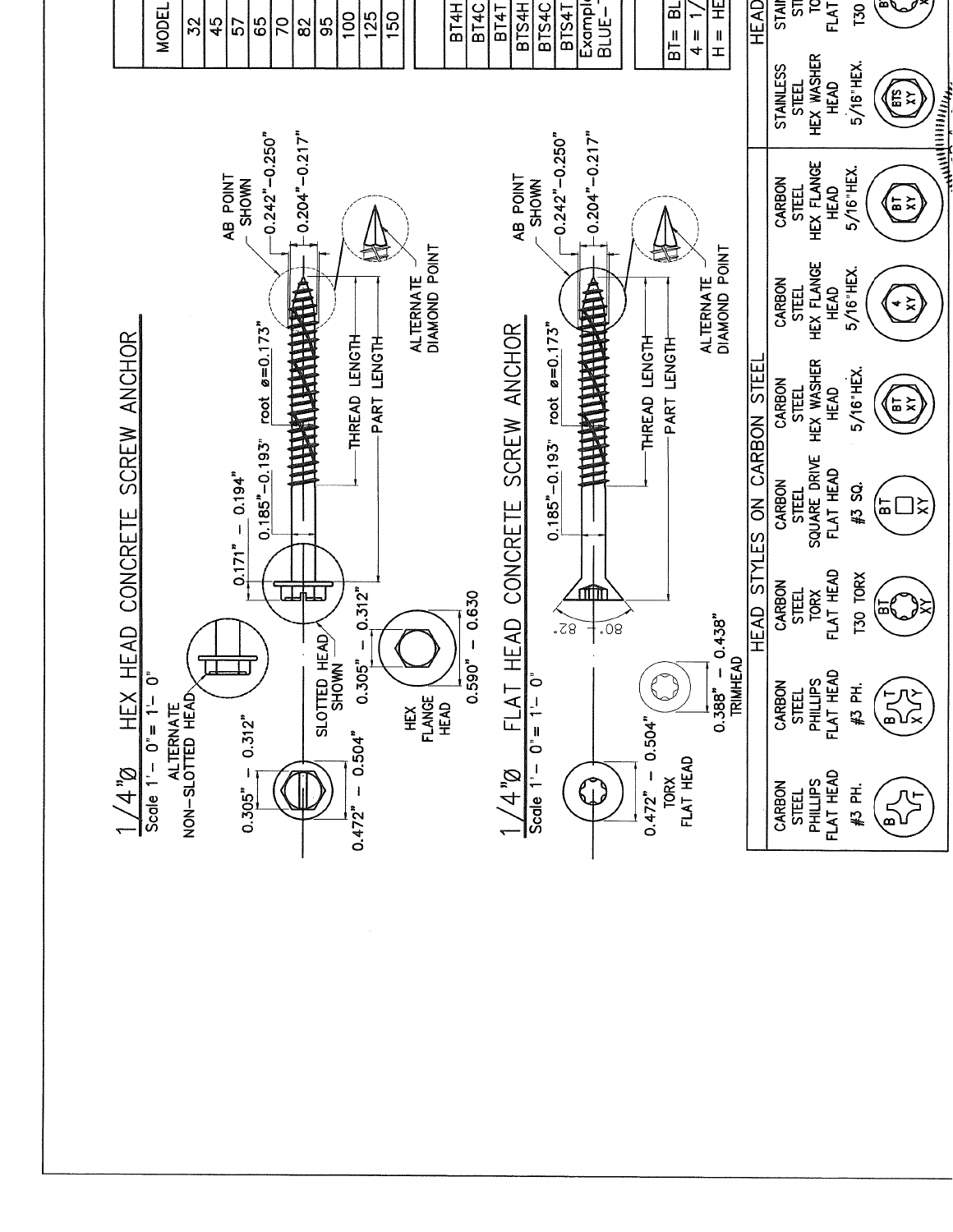# 1/4"Ø HEX HEAD CONCRETE SCREW ANCHOR

Scale 1'- 0" = 1'- 0"

ALTERNATE NON-SLOTTED HEAD

0.305" - 0.312"

0.472" - 0.504"

SLOTTED HEAD SHOWN

0.305" - 0.312"

HEX FLANGE HEAD

0.590" - 0.630

0.171" - 0.194"

0.185"-0.193"

root ø=0.173"

THREAD LENGTH

PART LENGTH

AB POINT SHOWN

0.242"-0.250"

0.204"-0.217"

ALTERNATE DIAMOND POINT

# 1/4"Ø FLAT HEAD CONCRETE SCREW ANCHOR

Scale 1'- 0" = 1'- 0"

0.472" - 0.504"

TORX FLAT HEAD

0.388" - 0.438"

TRIMHEAD

80° - 82°

0.185"-0.193"

root ø=0.173"

THREAD LENGTH

PART LENGTH

AB POINT SHOWN

0.242"-0.250"

0.204"-0.217"

ALTERNATE DIAMOND POINT

## HEAD STYLES ON CARBON STEEL

| CARBON STEEL PHILLIPS FLAT HEAD | CARBON STEEL PHILLIPS FLAT HEAD | CARBON STEEL TORX FLAT HEAD | CARBON STEEL SQUARE DRIVE FLAT HEAD | CARBON STEEL HEX WASHER HEAD | CARBON STEEL HEX FLANGE HEAD | CARBON STEEL HEX FLANGE HEAD | STAINLESS STEEL HEX WASHER HEAD |
|---|---|---|---|---|---|---|---|
| #3 PH. | #3 PH. | T30 TORX | #3 SQ. | 5/16" HEX. | 5/16" HEX. | 5/16" HEX. | 5/16" HEX. |
| B T | B T X Y | BT XY | BT XY | BT XY | 4 XY | BT XY | BTS XY |

HEAD ... STAI... ST... TO... FLAT ... T30

MODEL ... 32, 45, 57, 65, 70, 82, 95, 100, 125, 150

BT4H, BT4C, BT4T, BTS4H, BTS4C, BTS4T

Exampl... BLUE-...

BT= BL...

4 = 1/...

H = HE...